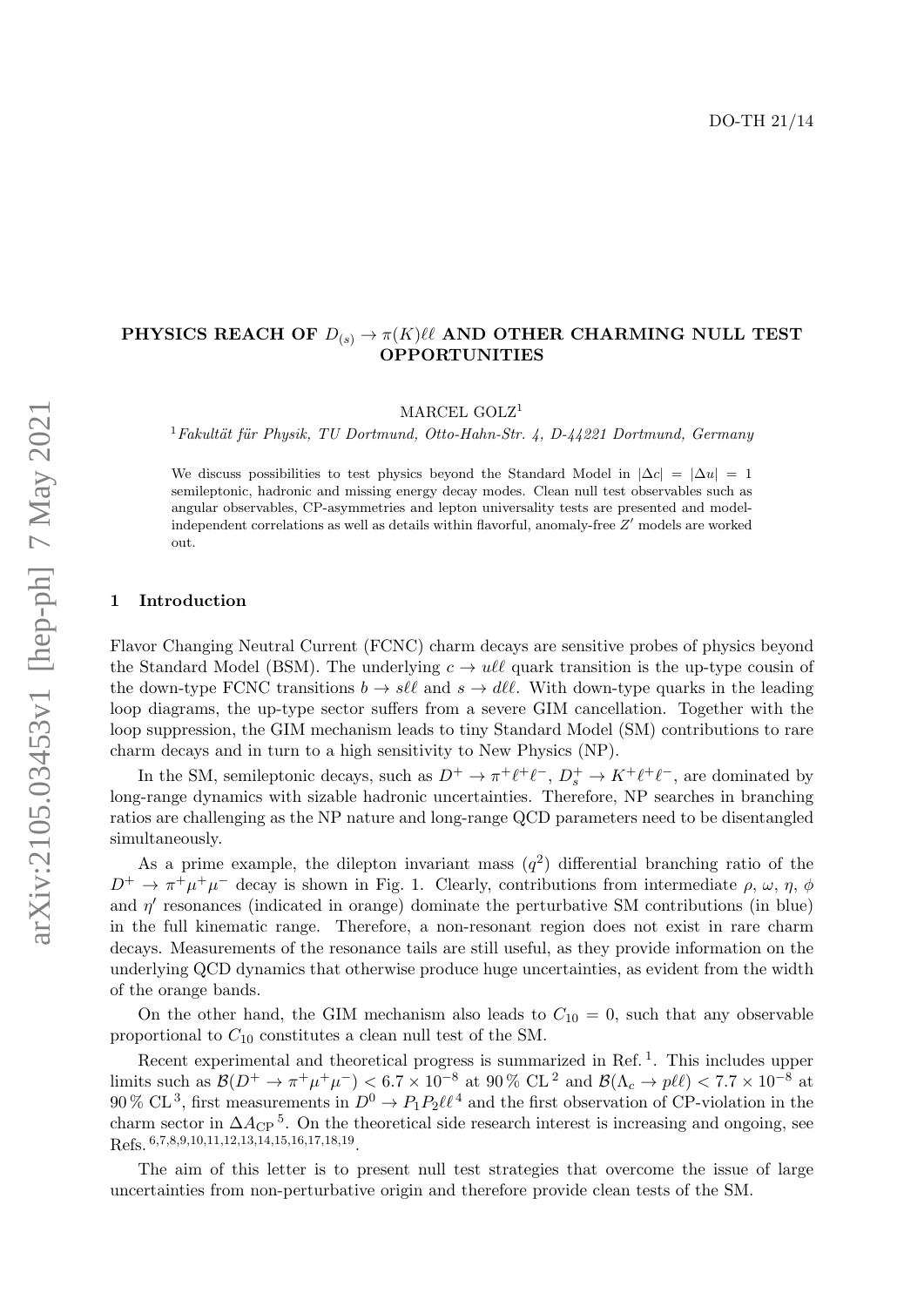DO-TH 21/14

# PHYSICS REACH OF $D_{(s)} \to \pi(K)\ell\ell$ AND OTHER CHARMING NULL TEST OPPORTUNITIES

MARCEL GOLZ[1]

[1] *Fakultät für Physik, TU Dortmund, Otto-Hahn-Str. 4, D-44221 Dortmund, Germany*

We discuss possibilities to test physics beyond the Standard Model in $|\Delta c| = |\Delta u| = 1$ semileptonic, hadronic and missing energy decay modes. Clean null test observables such as angular observables, CP-asymmetries and lepton universality tests are presented and model-independent correlations as well as details within flavorful, anomaly-free $Z'$ models are worked out.

## 1 Introduction

Flavor Changing Neutral Current (FCNC) charm decays are sensitive probes of physics beyond the Standard Model (BSM). The underlying $c \to u\ell\ell$ quark transition is the up-type cousin of the down-type FCNC transitions $b \to s\ell\ell$ and $s \to d\ell\ell$. With down-type quarks in the leading loop diagrams, the up-type sector suffers from a severe GIM cancellation. Together with the loop suppression, the GIM mechanism leads to tiny Standard Model (SM) contributions to rare charm decays and in turn to a high sensitivity to New Physics (NP).

In the SM, semileptonic decays, such as $D^+ \to \pi^+\ell^+\ell^-$, $D_s^+ \to K^+\ell^+\ell^-$, are dominated by long-range dynamics with sizable hadronic uncertainties. Therefore, NP searches in branching ratios are challenging as the NP nature and long-range QCD parameters need to be disentangled simultaneously.

As a prime example, the dilepton invariant mass ($q^2$) differential branching ratio of the $D^+ \to \pi^+\mu^+\mu^-$ decay is shown in Fig. 1. Clearly, contributions from intermediate $\rho$, $\omega$, $\eta$, $\phi$ and $\eta'$ resonances (indicated in orange) dominate the perturbative SM contributions (in blue) in the full kinematic range. Therefore, a non-resonant region does not exist in rare charm decays. Measurements of the resonance tails are still useful, as they provide information on the underlying QCD dynamics that otherwise produce huge uncertainties, as evident from the width of the orange bands.

On the other hand, the GIM mechanism also leads to $C_{10} = 0$, such that any observable proportional to $C_{10}$ constitutes a clean null test of the SM.

Recent experimental and theoretical progress is summarized in Ref. [1]. This includes upper limits such as $\mathcal{B}(D^+ \to \pi^+\mu^+\mu^-) < 6.7 \times 10^{-8}$ at 90 % CL [2] and $\mathcal{B}(\Lambda_c \to p\ell\ell) < 7.7 \times 10^{-8}$ at 90 % CL [3], first measurements in $D^0 \to P_1P_2\ell\ell$ [4] and the first observation of CP-violation in the charm sector in $\Delta A_{\rm CP}$ [5]. On the theoretical side research interest is increasing and ongoing, see Refs. [6,7,8,9,10,11,12,13,14,15,16,17,18,19].

The aim of this letter is to present null test strategies that overcome the issue of large uncertainties from non-perturbative origin and therefore provide clean tests of the SM.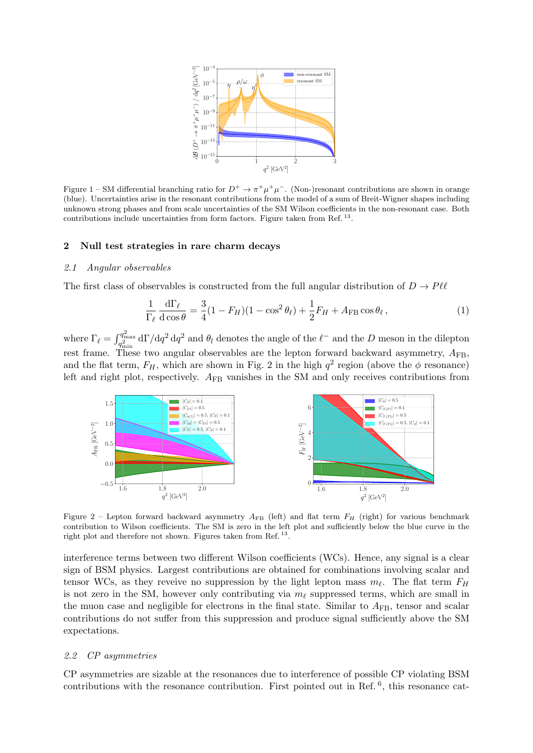Figure 1 – SM differential branching ratio for $D^+ \to \pi^+\mu^+\mu^-$. (Non-)resonant contributions are shown in orange (blue). Uncertainties arise in the resonant contributions from the model of a sum of Breit-Wigner shapes including unknown strong phases and from scale uncertainties of the SM Wilson coefficients in the non-resonant case. Both contributions include uncertainties from form factors. Figure taken from Ref. [13].

## 2 Null test strategies in rare charm decays

### *2.1 Angular observables*

The first class of observables is constructed from the full angular distribution of $D \to P\ell\ell$

$$\frac{1}{\Gamma_\ell}\frac{\mathrm{d}\Gamma_\ell}{\mathrm{d}\cos\theta} = \frac{3}{4}(1 - F_H)(1 - \cos^2\theta_\ell) + \frac{1}{2}F_H + A_{\mathrm{FB}}\cos\theta_\ell\,, \tag{1}$$

where $\Gamma_\ell = \int_{q^2_{\mathrm{min}}}^{q^2_{\mathrm{max}}} \mathrm{d}\Gamma/\mathrm{d}q^2\,\mathrm{d}q^2$ and $\theta_l$ denotes the angle of the $\ell^-$ and the $D$ meson in the dilepton rest frame. These two angular observables are the lepton forward backward asymmetry, $A_{\mathrm{FB}}$, and the flat term, $F_H$, which are shown in Fig. 2 in the high $q^2$ region (above the $\phi$ resonance) left and right plot, respectively. $A_{\mathrm{FB}}$ vanishes in the SM and only receives contributions from interference terms between two different Wilson coefficients (WCs). Hence, any signal is a clear sign of BSM physics. Largest contributions are obtained for combinations involving scalar and tensor WCs, as they reveive no suppression by the light lepton mass $m_\ell$. The flat term $F_H$ is not zero in the SM, however only contributing via $m_\ell$ suppressed terms, which are small in the muon case and negligible for electrons in the final state. Similar to $A_{\mathrm{FB}}$, tensor and scalar contributions do not suffer from this suppression and produce signal sufficiently above the SM expectations.

Figure 2 – Lepton forward backward asymmetry $A_{\mathrm{FB}}$ (left) and flat term $F_H$ (right) for various benchmark contribution to Wilson coefficients. The SM is zero in the left plot and sufficiently below the blue curve in the right plot and therefore not shown. Figures taken from Ref. [13].

### *2.2 CP asymmetries*

CP asymmetries are sizable at the resonances due to interference of possible CP violating BSM contributions with the resonance contribution. First pointed out in Ref. [6], this resonance cat-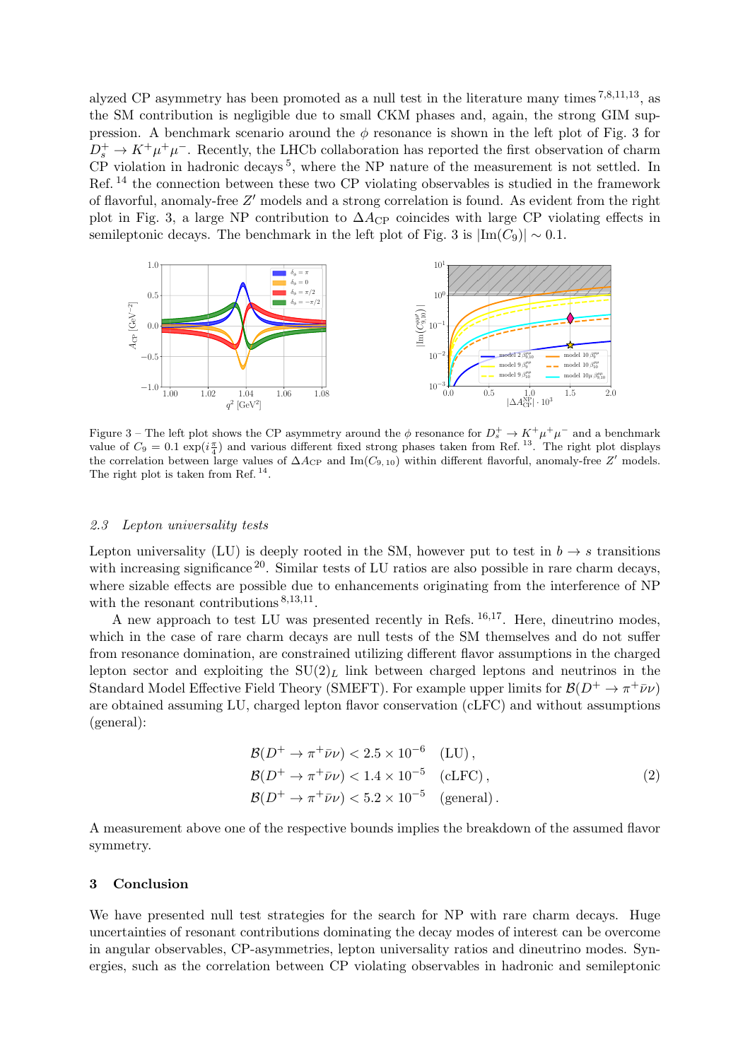alyzed CP asymmetry has been promoted as a null test in the literature many times [7,8,11,13], as the SM contribution is negligible due to small CKM phases and, again, the strong GIM suppression. A benchmark scenario around the $\phi$ resonance is shown in the left plot of Fig. 3 for $D_s^+ \to K^+\mu^+\mu^-$. Recently, the LHCb collaboration has reported the first observation of charm CP violation in hadronic decays [5], where the NP nature of the measurement is not settled. In Ref. [14] the connection between these two CP violating observables is studied in the framework of flavorful, anomaly-free $Z'$ models and a strong correlation is found. As evident from the right plot in Fig. 3, a large NP contribution to $\Delta A_{\rm CP}$ coincides with large CP violating effects in semileptonic decays. The benchmark in the left plot of Fig. 3 is $|{\rm Im}(C_9)| \sim 0.1$.

Figure 3 – The left plot shows the CP asymmetry around the $\phi$ resonance for $D_s^+ \to K^+\mu^+\mu^-$ and a benchmark value of $C_9 = 0.1\,\exp(i\frac{\pi}{4})$ and various different fixed strong phases taken from Ref. [13]. The right plot displays the correlation between large values of $\Delta A_{\rm CP}$ and ${\rm Im}(C_{9,10})$ within different flavorful, anomaly-free $Z'$ models. The right plot is taken from Ref. [14].

### *2.3 Lepton universality tests*

Lepton universality (LU) is deeply rooted in the SM, however put to test in $b \to s$ transitions with increasing significance [20]. Similar tests of LU ratios are also possible in rare charm decays, where sizable effects are possible due to enhancements originating from the interference of NP with the resonant contributions [8,13,11].

A new approach to test LU was presented recently in Refs. [16,17]. Here, dineutrino modes, which in the case of rare charm decays are null tests of the SM themselves and do not suffer from resonance domination, are constrained utilizing different flavor assumptions in the charged lepton sector and exploiting the ${\rm SU}(2)_L$ link between charged leptons and neutrinos in the Standard Model Effective Field Theory (SMEFT). For example upper limits for $\mathcal{B}(D^+ \to \pi^+\bar{\nu}\nu)$ are obtained assuming LU, charged lepton flavor conservation (cLFC) and without assumptions (general):

$$
\begin{aligned}
\mathcal{B}(D^+ \to \pi^+\bar{\nu}\nu) &< 2.5 \times 10^{-6} \quad ({\rm LU})\,, \\
\mathcal{B}(D^+ \to \pi^+\bar{\nu}\nu) &< 1.4 \times 10^{-5} \quad ({\rm cLFC})\,, \\
\mathcal{B}(D^+ \to \pi^+\bar{\nu}\nu) &< 5.2 \times 10^{-5} \quad ({\rm general})\,.
\end{aligned}
\tag{2}
$$

A measurement above one of the respective bounds implies the breakdown of the assumed flavor symmetry.

## 3 Conclusion

We have presented null test strategies for the search for NP with rare charm decays. Huge uncertainties of resonant contributions dominating the decay modes of interest can be overcome in angular observables, CP-asymmetries, lepton universality ratios and dineutrino modes. Synergies, such as the correlation between CP violating observables in hadronic and semileptonic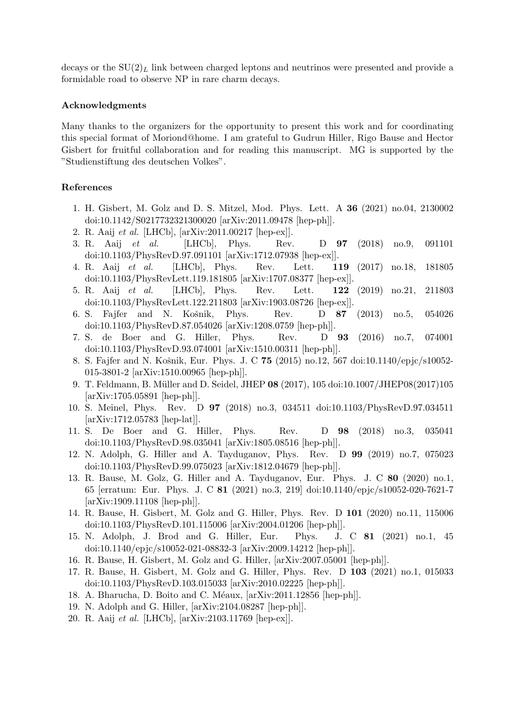decays or the $SU(2)_L$ link between charged leptons and neutrinos were presented and provide a formidable road to observe NP in rare charm decays.

### Acknowledgments

Many thanks to the organizers for the opportunity to present this work and for coordinating this special format of Moriond@home. I am grateful to Gudrun Hiller, Rigo Bause and Hector Gisbert for fruitful collaboration and for reading this manuscript. MG is supported by the "Studienstiftung des deutschen Volkes".

### References

1. H. Gisbert, M. Golz and D. S. Mitzel, Mod. Phys. Lett. A **36** (2021) no.04, 2130002 doi:10.1142/S0217732321300020 [arXiv:2011.09478 [hep-ph]].
2. R. Aaij *et al.* [LHCb], [arXiv:2011.00217 [hep-ex]].
3. R. Aaij *et al.* [LHCb], Phys. Rev. D **97** (2018) no.9, 091101 doi:10.1103/PhysRevD.97.091101 [arXiv:1712.07938 [hep-ex]].
4. R. Aaij *et al.* [LHCb], Phys. Rev. Lett. **119** (2017) no.18, 181805 doi:10.1103/PhysRevLett.119.181805 [arXiv:1707.08377 [hep-ex]].
5. R. Aaij *et al.* [LHCb], Phys. Rev. Lett. **122** (2019) no.21, 211803 doi:10.1103/PhysRevLett.122.211803 [arXiv:1903.08726 [hep-ex]].
6. S. Fajfer and N. Košnik, Phys. Rev. D **87** (2013) no.5, 054026 doi:10.1103/PhysRevD.87.054026 [arXiv:1208.0759 [hep-ph]].
7. S. de Boer and G. Hiller, Phys. Rev. D **93** (2016) no.7, 074001 doi:10.1103/PhysRevD.93.074001 [arXiv:1510.00311 [hep-ph]].
8. S. Fajfer and N. Košnik, Eur. Phys. J. C **75** (2015) no.12, 567 doi:10.1140/epjc/s10052-015-3801-2 [arXiv:1510.00965 [hep-ph]].
9. T. Feldmann, B. Müller and D. Seidel, JHEP **08** (2017), 105 doi:10.1007/JHEP08(2017)105 [arXiv:1705.05891 [hep-ph]].
10. S. Meinel, Phys. Rev. D **97** (2018) no.3, 034511 doi:10.1103/PhysRevD.97.034511 [arXiv:1712.05783 [hep-lat]].
11. S. De Boer and G. Hiller, Phys. Rev. D **98** (2018) no.3, 035041 doi:10.1103/PhysRevD.98.035041 [arXiv:1805.08516 [hep-ph]].
12. N. Adolph, G. Hiller and A. Tayduganov, Phys. Rev. D **99** (2019) no.7, 075023 doi:10.1103/PhysRevD.99.075023 [arXiv:1812.04679 [hep-ph]].
13. R. Bause, M. Golz, G. Hiller and A. Tayduganov, Eur. Phys. J. C **80** (2020) no.1, 65 [erratum: Eur. Phys. J. C **81** (2021) no.3, 219] doi:10.1140/epjc/s10052-020-7621-7 [arXiv:1909.11108 [hep-ph]].
14. R. Bause, H. Gisbert, M. Golz and G. Hiller, Phys. Rev. D **101** (2020) no.11, 115006 doi:10.1103/PhysRevD.101.115006 [arXiv:2004.01206 [hep-ph]].
15. N. Adolph, J. Brod and G. Hiller, Eur. Phys. J. C **81** (2021) no.1, 45 doi:10.1140/epjc/s10052-021-08832-3 [arXiv:2009.14212 [hep-ph]].
16. R. Bause, H. Gisbert, M. Golz and G. Hiller, [arXiv:2007.05001 [hep-ph]].
17. R. Bause, H. Gisbert, M. Golz and G. Hiller, Phys. Rev. D **103** (2021) no.1, 015033 doi:10.1103/PhysRevD.103.015033 [arXiv:2010.02225 [hep-ph]].
18. A. Bharucha, D. Boito and C. Méaux, [arXiv:2011.12856 [hep-ph]].
19. N. Adolph and G. Hiller, [arXiv:2104.08287 [hep-ph]].
20. R. Aaij *et al.* [LHCb], [arXiv:2103.11769 [hep-ex]].